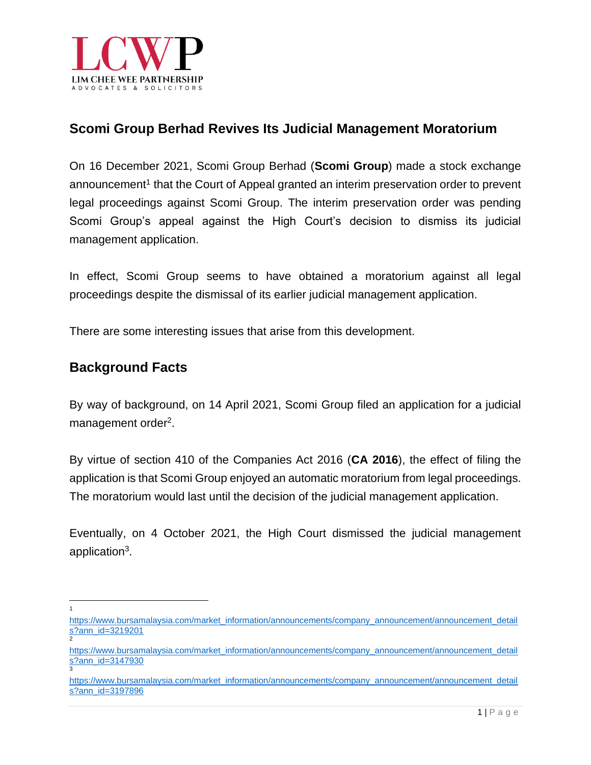LCWP
LIM CHEE WEE PARTNERSHIP
ADVOCATES & SOLICITORS

## Scomi Group Berhad Revives Its Judicial Management Moratorium

On 16 December 2021, Scomi Group Berhad (**Scomi Group**) made a stock exchange announcement[1] that the Court of Appeal granted an interim preservation order to prevent legal proceedings against Scomi Group. The interim preservation order was pending Scomi Group's appeal against the High Court's decision to dismiss its judicial management application.

In effect, Scomi Group seems to have obtained a moratorium against all legal proceedings despite the dismissal of its earlier judicial management application.

There are some interesting issues that arise from this development.

## Background Facts

By way of background, on 14 April 2021, Scomi Group filed an application for a judicial management order[2].

By virtue of section 410 of the Companies Act 2016 (**CA 2016**), the effect of filing the application is that Scomi Group enjoyed an automatic moratorium from legal proceedings. The moratorium would last until the decision of the judicial management application.

Eventually, on 4 October 2021, the High Court dismissed the judicial management application[3].

---

[1] https://www.bursamalaysia.com/market_information/announcements/company_announcement/announcement_details?ann_id=3219201

[2] https://www.bursamalaysia.com/market_information/announcements/company_announcement/announcement_details?ann_id=3147930

[3] https://www.bursamalaysia.com/market_information/announcements/company_announcement/announcement_details?ann_id=3197896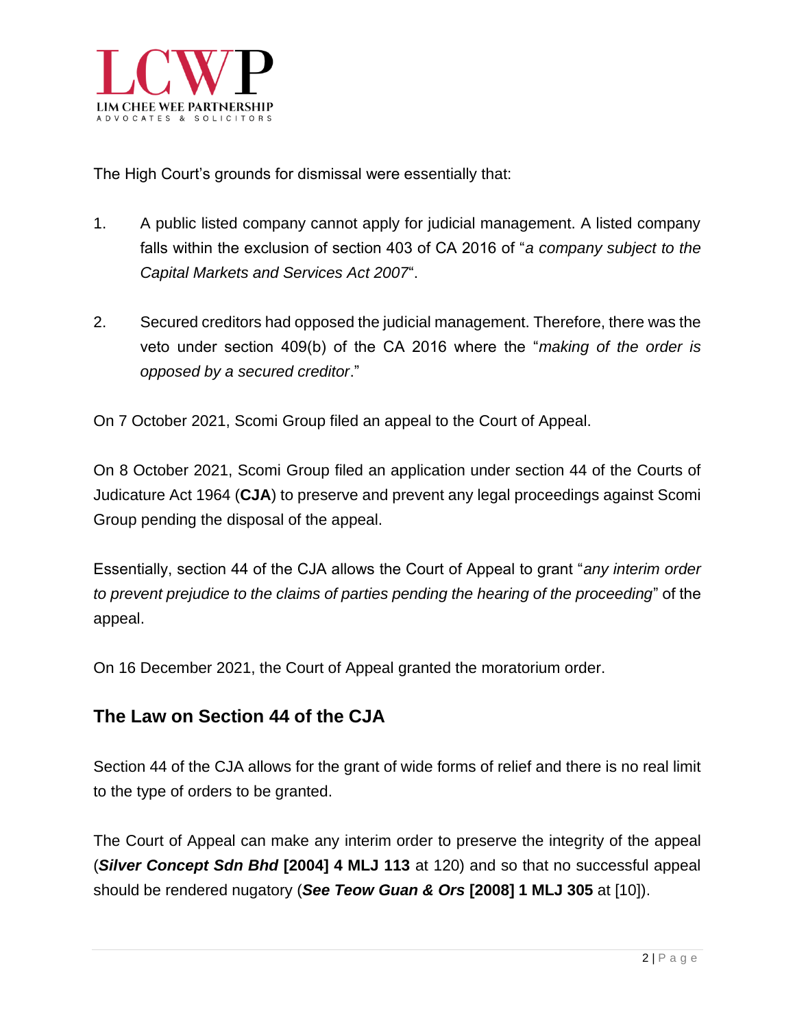The High Court's grounds for dismissal were essentially that:

1. A public listed company cannot apply for judicial management. A listed company falls within the exclusion of section 403 of CA 2016 of "*a company subject to the Capital Markets and Services Act 2007*".

2. Secured creditors had opposed the judicial management. Therefore, there was the veto under section 409(b) of the CA 2016 where the "*making of the order is opposed by a secured creditor*."

On 7 October 2021, Scomi Group filed an appeal to the Court of Appeal.

On 8 October 2021, Scomi Group filed an application under section 44 of the Courts of Judicature Act 1964 (**CJA**) to preserve and prevent any legal proceedings against Scomi Group pending the disposal of the appeal.

Essentially, section 44 of the CJA allows the Court of Appeal to grant "*any interim order to prevent prejudice to the claims of parties pending the hearing of the proceeding*" of the appeal.

On 16 December 2021, the Court of Appeal granted the moratorium order.

## The Law on Section 44 of the CJA

Section 44 of the CJA allows for the grant of wide forms of relief and there is no real limit to the type of orders to be granted.

The Court of Appeal can make any interim order to preserve the integrity of the appeal (***Silver Concept Sdn Bhd*** **[2004] 4 MLJ 113** at 120) and so that no successful appeal should be rendered nugatory (***See Teow Guan & Ors*** **[2008] 1 MLJ 305** at [10]).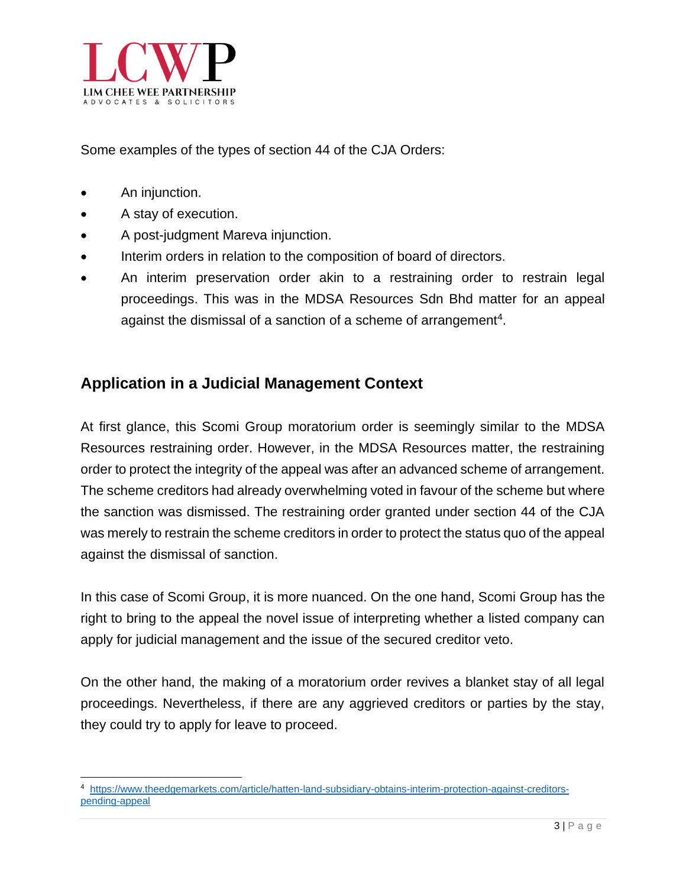Some examples of the types of section 44 of the CJA Orders:

- An injunction.
- A stay of execution.
- A post-judgment Mareva injunction.
- Interim orders in relation to the composition of board of directors.
- An interim preservation order akin to a restraining order to restrain legal proceedings. This was in the MDSA Resources Sdn Bhd matter for an appeal against the dismissal of a sanction of a scheme of arrangement[4].

## Application in a Judicial Management Context

At first glance, this Scomi Group moratorium order is seemingly similar to the MDSA Resources restraining order. However, in the MDSA Resources matter, the restraining order to protect the integrity of the appeal was after an advanced scheme of arrangement. The scheme creditors had already overwhelming voted in favour of the scheme but where the sanction was dismissed. The restraining order granted under section 44 of the CJA was merely to restrain the scheme creditors in order to protect the status quo of the appeal against the dismissal of sanction.

In this case of Scomi Group, it is more nuanced. On the one hand, Scomi Group has the right to bring to the appeal the novel issue of interpreting whether a listed company can apply for judicial management and the issue of the secured creditor veto.

On the other hand, the making of a moratorium order revives a blanket stay of all legal proceedings. Nevertheless, if there are any aggrieved creditors or parties by the stay, they could try to apply for leave to proceed.

---

[4] https://www.theedgemarkets.com/article/hatten-land-subsidiary-obtains-interim-protection-against-creditors-pending-appeal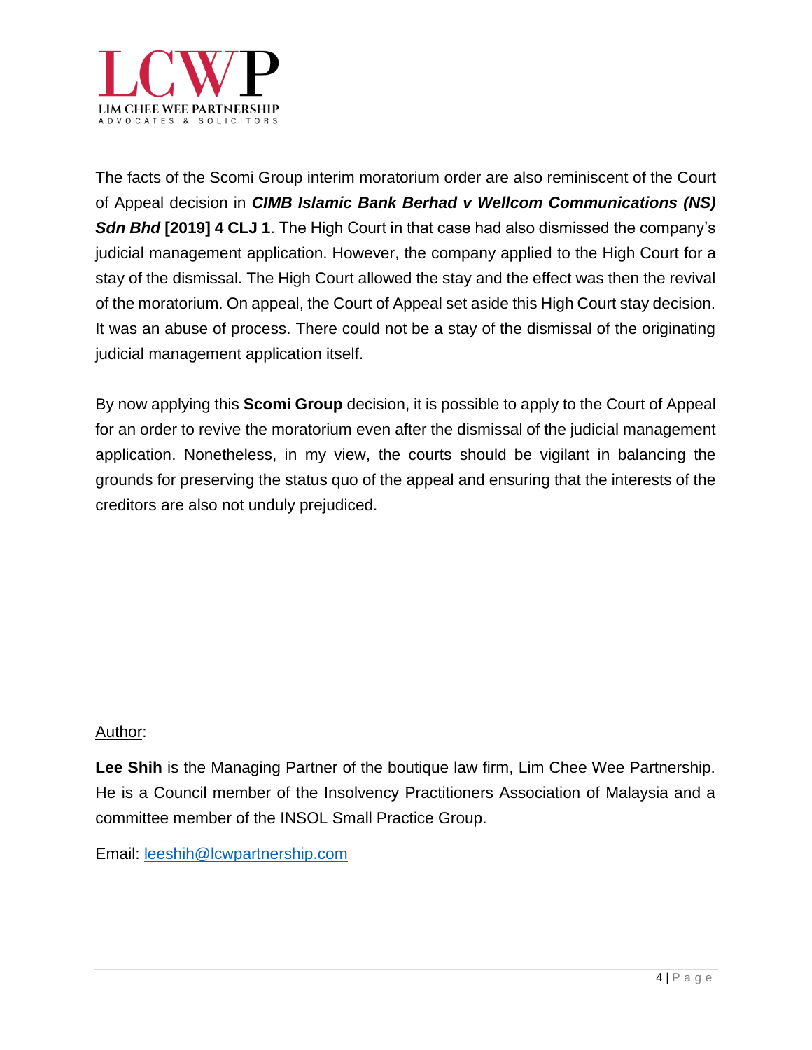The facts of the Scomi Group interim moratorium order are also reminiscent of the Court of Appeal decision in ***CIMB Islamic Bank Berhad v Wellcom Communications (NS) Sdn Bhd* [2019] 4 CLJ 1**. The High Court in that case had also dismissed the company's judicial management application. However, the company applied to the High Court for a stay of the dismissal. The High Court allowed the stay and the effect was then the revival of the moratorium. On appeal, the Court of Appeal set aside this High Court stay decision. It was an abuse of process. There could not be a stay of the dismissal of the originating judicial management application itself.

By now applying this **Scomi Group** decision, it is possible to apply to the Court of Appeal for an order to revive the moratorium even after the dismissal of the judicial management application. Nonetheless, in my view, the courts should be vigilant in balancing the grounds for preserving the status quo of the appeal and ensuring that the interests of the creditors are also not unduly prejudiced.

Author:

**Lee Shih** is the Managing Partner of the boutique law firm, Lim Chee Wee Partnership. He is a Council member of the Insolvency Practitioners Association of Malaysia and a committee member of the INSOL Small Practice Group.

Email: leeshih@lcwpartnership.com